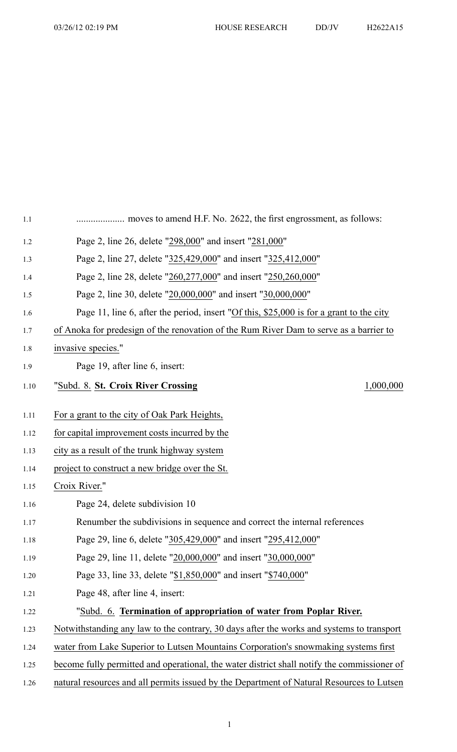.................... moves to amend H.F. No. 2622, the first engrossment, as follows:

Page 2, line 26, delete "298,000" and insert "281,000"

Page 2, line 27, delete "325,429,000" and insert "325,412,000"

Page 2, line 28, delete "260,277,000" and insert "250,260,000"

Page 2, line 30, delete "20,000,000" and insert "30,000,000"

Page 11, line 6, after the period, insert "Of this, $25,000 is for a grant to the city of Anoka for predesign of the renovation of the Rum River Dam to serve as a barrier to invasive species."

Page 19, after line 6, insert:

"Subd. 8. **St. Croix River Crossing** 1,000,000

For a grant to the city of Oak Park Heights, for capital improvement costs incurred by the city as a result of the trunk highway system project to construct a new bridge over the St. Croix River."

Page 24, delete subdivision 10

Renumber the subdivisions in sequence and correct the internal references

Page 29, line 6, delete "305,429,000" and insert "295,412,000"

Page 29, line 11, delete "20,000,000" and insert "30,000,000"

Page 33, line 33, delete "$1,850,000" and insert "$740,000"

Page 48, after line 4, insert:

"Subd. 6. **Termination of appropriation of water from Poplar River.** Notwithstanding any law to the contrary, 30 days after the works and systems to transport water from Lake Superior to Lutsen Mountains Corporation's snowmaking systems first become fully permitted and operational, the water district shall notify the commissioner of natural resources and all permits issued by the Department of Natural Resources to Lutsen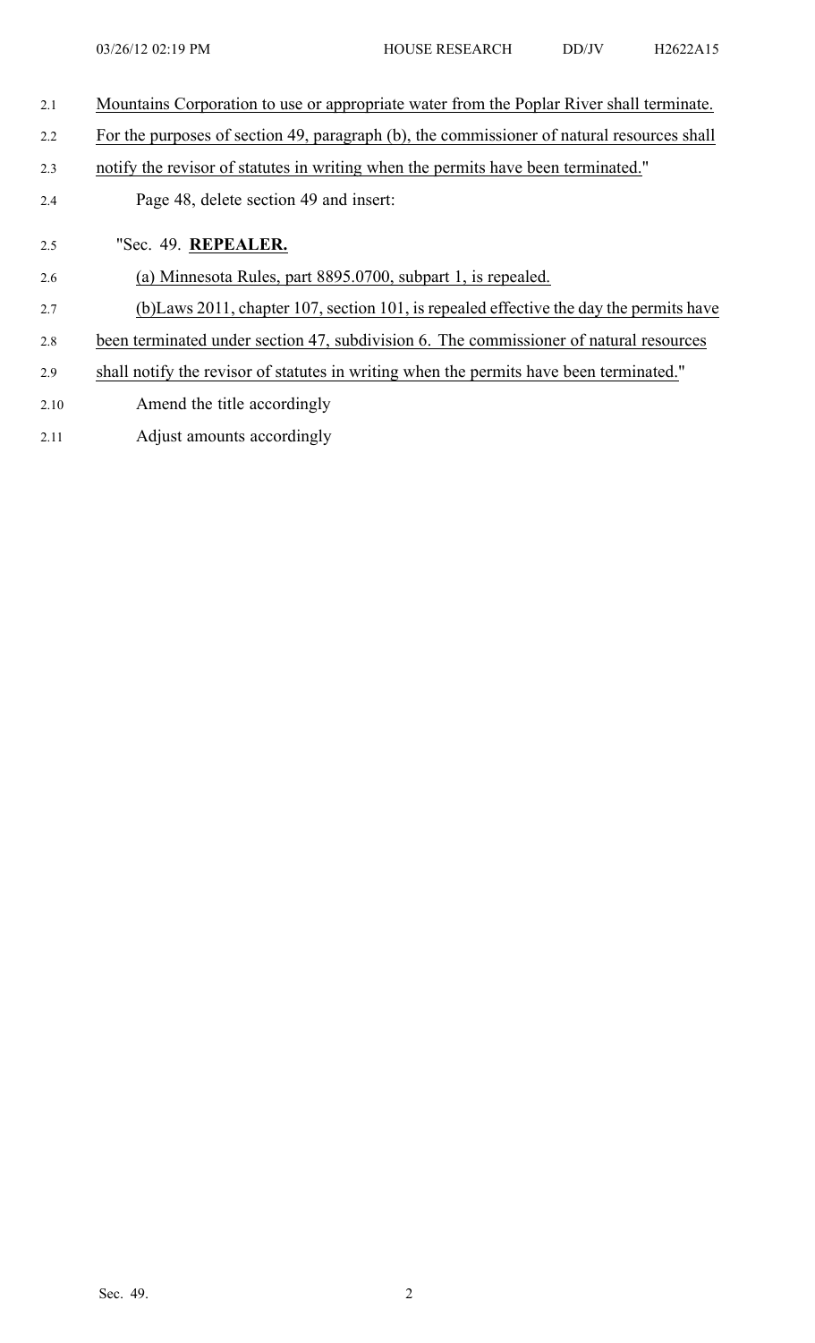Mountains Corporation to use or appropriate water from the Poplar River shall terminate. For the purposes of section 49, paragraph (b), the commissioner of natural resources shall notify the revisor of statutes in writing when the permits have been terminated."

Page 48, delete section 49 and insert:

"Sec. 49. **REPEALER.**

(a) Minnesota Rules, part 8895.0700, subpart 1, is repealed.

(b)Laws 2011, chapter 107, section 101, is repealed effective the day the permits have been terminated under section 47, subdivision 6. The commissioner of natural resources shall notify the revisor of statutes in writing when the permits have been terminated."

Amend the title accordingly

Adjust amounts accordingly